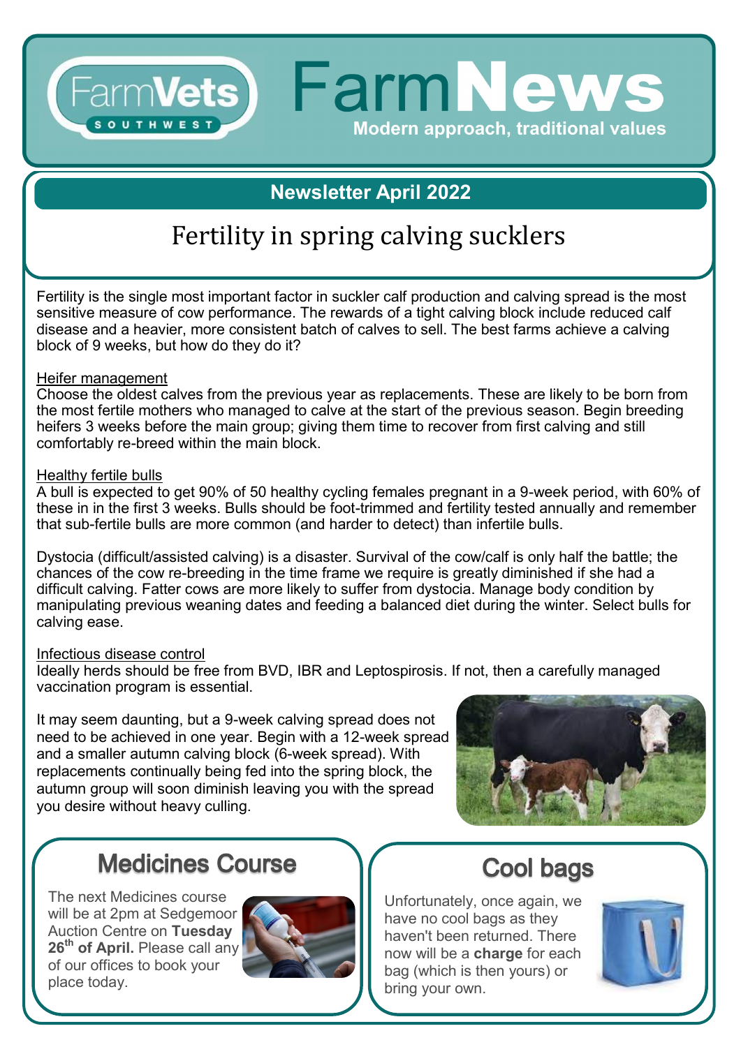FarmVets SOUTHWEST

# FarmNews

Modern approach, traditional values

**Newsletter April 2022**

## Fertility in spring calving sucklers

Fertility is the single most important factor in suckler calf production and calving spread is the most sensitive measure of cow performance. The rewards of a tight calving block include reduced calf disease and a heavier, more consistent batch of calves to sell. The best farms achieve a calving block of 9 weeks, but how do they do it?

### Heifer management

Choose the oldest calves from the previous year as replacements. These are likely to be born from the most fertile mothers who managed to calve at the start of the previous season. Begin breeding heifers 3 weeks before the main group; giving them time to recover from first calving and still comfortably re-breed within the main block.

### Healthy fertile bulls

A bull is expected to get 90% of 50 healthy cycling females pregnant in a 9-week period, with 60% of these in in the first 3 weeks. Bulls should be foot-trimmed and fertility tested annually and remember that sub-fertile bulls are more common (and harder to detect) than infertile bulls.

Dystocia (difficult/assisted calving) is a disaster. Survival of the cow/calf is only half the battle; the chances of the cow re-breeding in the time frame we require is greatly diminished if she had a difficult calving. Fatter cows are more likely to suffer from dystocia. Manage body condition by manipulating previous weaning dates and feeding a balanced diet during the winter. Select bulls for calving ease.

### Infectious disease control

Ideally herds should be free from BVD, IBR and Leptospirosis. If not, then a carefully managed vaccination program is essential.

It may seem daunting, but a 9-week calving spread does not need to be achieved in one year. Begin with a 12-week spread and a smaller autumn calving block (6-week spread). With replacements continually being fed into the spring block, the autumn group will soon diminish leaving you with the spread you desire without heavy culling.

## Medicines Course

The next Medicines course will be at 2pm at Sedgemoor Auction Centre on **Tuesday 26th of April.** Please call any of our offices to book your place today.

## Cool bags

Unfortunately, once again, we have no cool bags as they haven't been returned. There now will be a **charge** for each bag (which is then yours) or bring your own.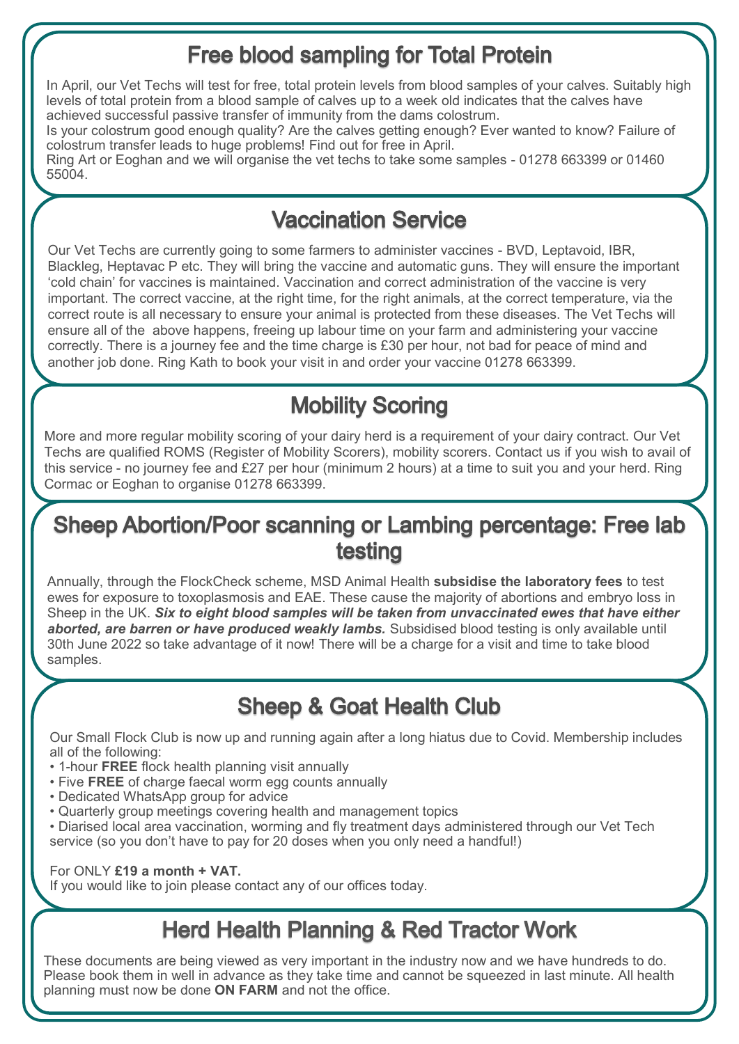## Free blood sampling for Total Protein

In April, our Vet Techs will test for free, total protein levels from blood samples of your calves. Suitably high levels of total protein from a blood sample of calves up to a week old indicates that the calves have achieved successful passive transfer of immunity from the dams colostrum.

Is your colostrum good enough quality? Are the calves getting enough? Ever wanted to know? Failure of colostrum transfer leads to huge problems! Find out for free in April.

Ring Art or Eoghan and we will organise the vet techs to take some samples - 01278 663399 or 01460 55004.

## Vaccination Service

Our Vet Techs are currently going to some farmers to administer vaccines - BVD, Leptavoid, IBR, Blackleg, Heptavac P etc. They will bring the vaccine and automatic guns. They will ensure the important 'cold chain' for vaccines is maintained. Vaccination and correct administration of the vaccine is very important. The correct vaccine, at the right time, for the right animals, at the correct temperature, via the correct route is all necessary to ensure your animal is protected from these diseases. The Vet Techs will ensure all of the above happens, freeing up labour time on your farm and administering your vaccine correctly. There is a journey fee and the time charge is £30 per hour, not bad for peace of mind and another job done. Ring Kath to book your visit in and order your vaccine 01278 663399.

## Mobility Scoring

More and more regular mobility scoring of your dairy herd is a requirement of your dairy contract. Our Vet Techs are qualified ROMS (Register of Mobility Scorers), mobility scorers. Contact us if you wish to avail of this service - no journey fee and £27 per hour (minimum 2 hours) at a time to suit you and your herd. Ring Cormac or Eoghan to organise 01278 663399.

## Sheep Abortion/Poor scanning or Lambing percentage: Free lab testing

Annually, through the FlockCheck scheme, MSD Animal Health **subsidise the laboratory fees** to test ewes for exposure to toxoplasmosis and EAE. These cause the majority of abortions and embryo loss in Sheep in the UK. ***Six to eight blood samples will be taken from unvaccinated ewes that have either aborted, are barren or have produced weakly lambs.*** Subsidised blood testing is only available until 30th June 2022 so take advantage of it now! There will be a charge for a visit and time to take blood samples.

## Sheep & Goat Health Club

Our Small Flock Club is now up and running again after a long hiatus due to Covid. Membership includes all of the following:

- 1-hour **FREE** flock health planning visit annually
- Five **FREE** of charge faecal worm egg counts annually
- Dedicated WhatsApp group for advice
- Quarterly group meetings covering health and management topics
- Diarised local area vaccination, worming and fly treatment days administered through our Vet Tech service (so you don't have to pay for 20 doses when you only need a handful!)

For ONLY **£19 a month + VAT.**
If you would like to join please contact any of our offices today.

## Herd Health Planning & Red Tractor Work

These documents are being viewed as very important in the industry now and we have hundreds to do. Please book them in well in advance as they take time and cannot be squeezed in last minute. All health planning must now be done **ON FARM** and not the office.